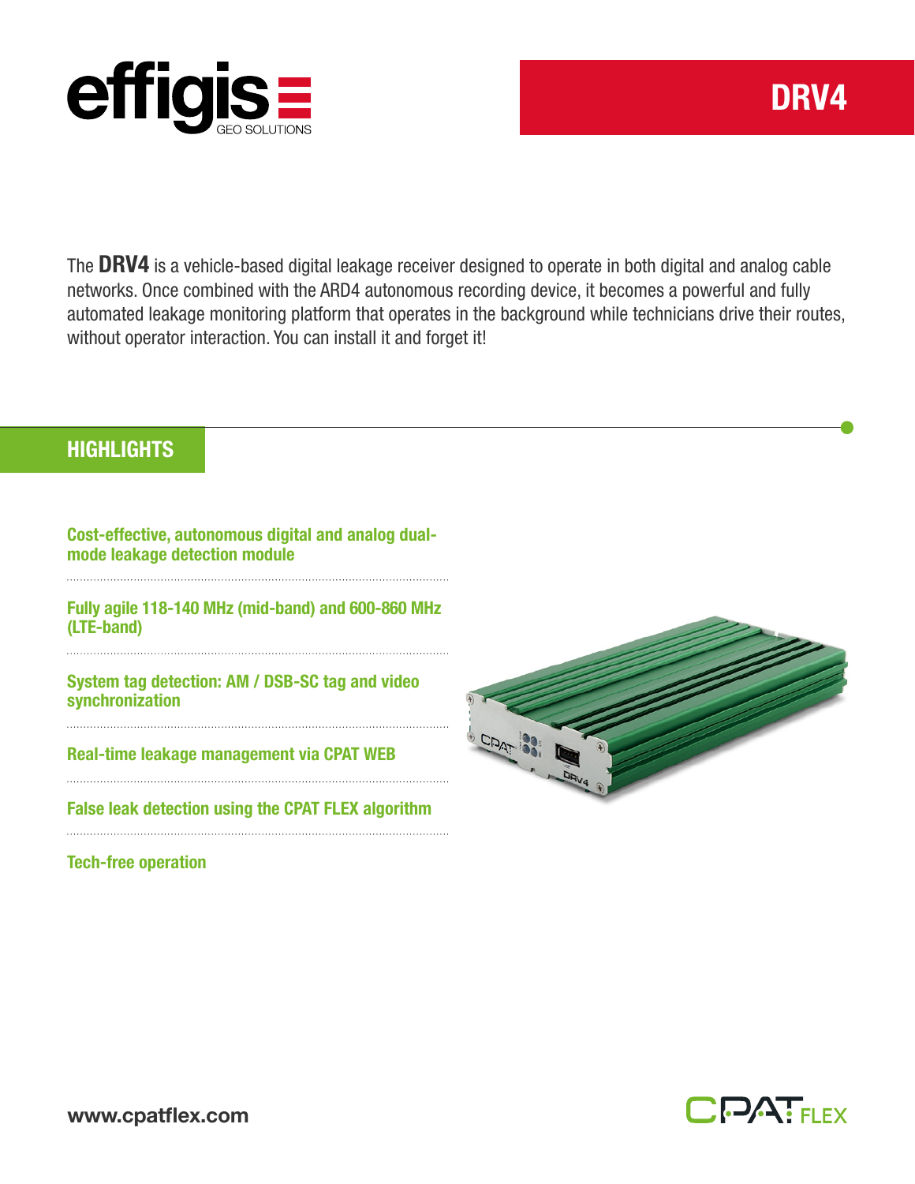# DRV4

The **DRV4** is a vehicle-based digital leakage receiver designed to operate in both digital and analog cable networks. Once combined with the ARD4 autonomous recording device, it becomes a powerful and fully automated leakage monitoring platform that operates in the background while technicians drive their routes, without operator interaction. You can install it and forget it!

## HIGHLIGHTS

**Cost-effective, autonomous digital and analog dual-mode leakage detection module**

**Fully agile 118-140 MHz (mid-band) and 600-860 MHz (LTE-band)**

**System tag detection: AM / DSB-SC tag and video synchronization**

**Real-time leakage management via CPAT WEB**

**False leak detection using the CPAT FLEX algorithm**

**Tech-free operation**

www.cpatflex.com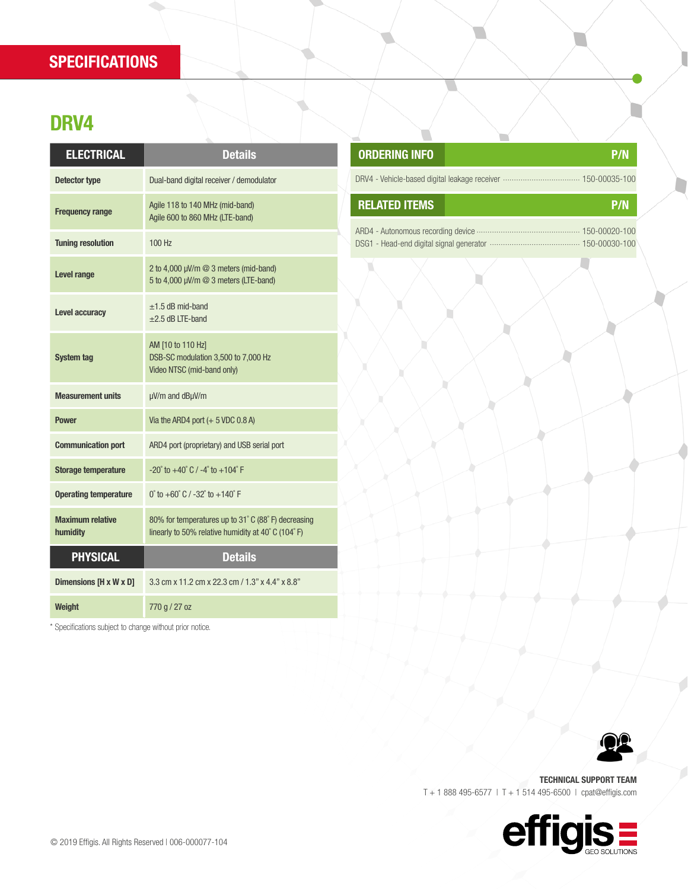# SPECIFICATIONS

## DRV4

| ELECTRICAL | Details |
|---|---|
| Detector type | Dual-band digital receiver / demodulator |
| Frequency range | Agile 118 to 140 MHz (mid-band)<br>Agile 600 to 860 MHz (LTE-band) |
| Tuning resolution | 100 Hz |
| Level range | 2 to 4,000 µV/m @ 3 meters (mid-band)<br>5 to 4,000 µV/m @ 3 meters (LTE-band) |
| Level accuracy | ±1.5 dB mid-band<br>±2.5 dB LTE-band |
| System tag | AM [10 to 110 Hz]<br>DSB-SC modulation 3,500 to 7,000 Hz<br>Video NTSC (mid-band only) |
| Measurement units | µV/m and dBµV/m |
| Power | Via the ARD4 port (+ 5 VDC 0.8 A) |
| Communication port | ARD4 port (proprietary) and USB serial port |
| Storage temperature | -20˚ to +40˚ C / -4˚ to +104˚ F |
| Operating temperature | 0˚ to +60˚ C / -32˚ to +140˚ F |
| Maximum relative humidity | 80% for temperatures up to 31˚ C (88˚ F) decreasing linearly to 50% relative humidity at 40˚ C (104˚ F) |
| **PHYSICAL** | **Details** |
| Dimensions [H x W x D] | 3.3 cm x 11.2 cm x 22.3 cm / 1.3" x 4.4" x 8.8" |
| Weight | 770 g / 27 oz |

* Specifications subject to change without prior notice.

| ORDERING INFO | P/N |
|---|---|
| DRV4 - Vehicle-based digital leakage receiver | 150-00035-100 |

| RELATED ITEMS | P/N |
|---|---|
| ARD4 - Autonomous recording device | 150-00020-100 |
| DSG1 - Head-end digital signal generator | 150-00030-100 |

**TECHNICAL SUPPORT TEAM**

T + 1 888 495-6577 | T + 1 514 495-6500 | cpat@effigis.com

effigis GEO SOLUTIONS

© 2019 Effigis. All Rights Reserved | 006-000077-104